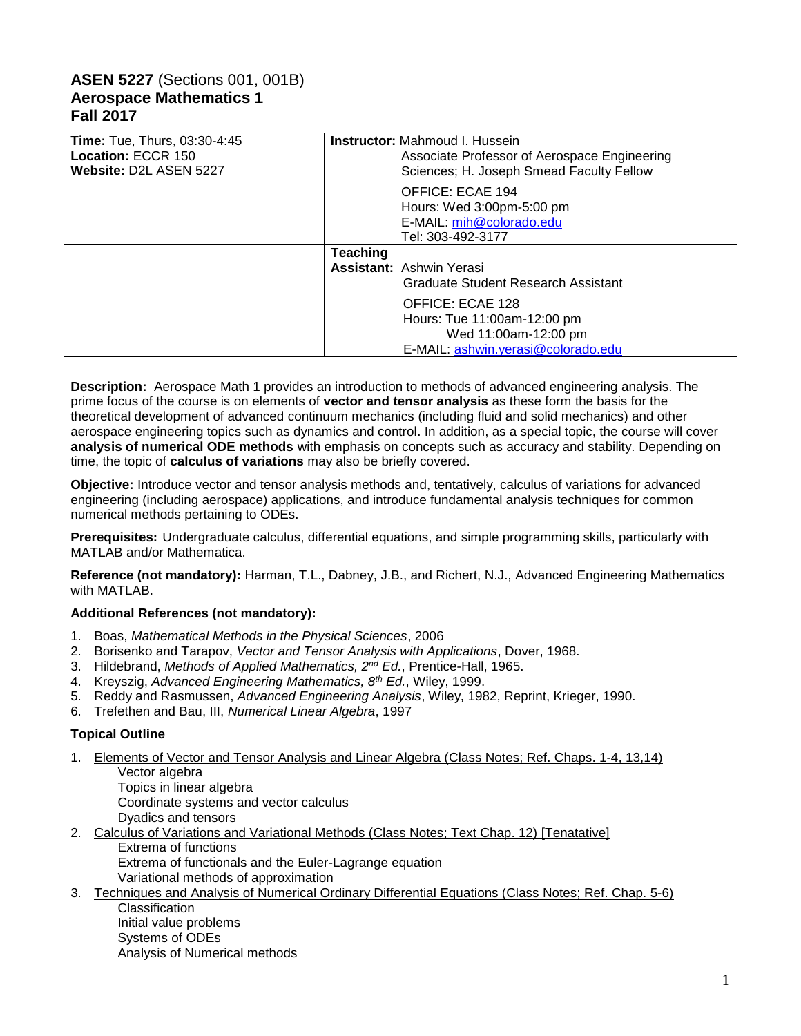# ASEN 5227 (Sections 001, 001B)
# Aerospace Mathematics 1
# Fall 2017

| | |
|---|---|
| **Time:** Tue, Thurs, 03:30-4:45<br>**Location:** ECCR 150<br>**Website:** D2L ASEN 5227 | **Instructor:** Mahmoud I. Hussein<br>Associate Professor of Aerospace Engineering Sciences; H. Joseph Smead Faculty Fellow<br><br>OFFICE: ECAE 194<br>Hours: Wed 3:00pm-5:00 pm<br>E-MAIL: mih@colorado.edu<br>Tel: 303-492-3177 |
| | **Teaching Assistant:** Ashwin Yerasi<br>Graduate Student Research Assistant<br><br>OFFICE: ECAE 128<br>Hours: Tue 11:00am-12:00 pm<br>Wed 11:00am-12:00 pm<br>E-MAIL: ashwin.yerasi@colorado.edu |

**Description:** Aerospace Math 1 provides an introduction to methods of advanced engineering analysis. The prime focus of the course is on elements of **vector and tensor analysis** as these form the basis for the theoretical development of advanced continuum mechanics (including fluid and solid mechanics) and other aerospace engineering topics such as dynamics and control. In addition, as a special topic, the course will cover **analysis of numerical ODE methods** with emphasis on concepts such as accuracy and stability. Depending on time, the topic of **calculus of variations** may also be briefly covered.

**Objective:** Introduce vector and tensor analysis methods and, tentatively, calculus of variations for advanced engineering (including aerospace) applications, and introduce fundamental analysis techniques for common numerical methods pertaining to ODEs.

**Prerequisites:** Undergraduate calculus, differential equations, and simple programming skills, particularly with MATLAB and/or Mathematica.

**Reference (not mandatory):** Harman, T.L., Dabney, J.B., and Richert, N.J., Advanced Engineering Mathematics with MATLAB.

**Additional References (not mandatory):**

1. Boas, *Mathematical Methods in the Physical Sciences*, 2006
2. Borisenko and Tarapov, *Vector and Tensor Analysis with Applications*, Dover, 1968.
3. Hildebrand, *Methods of Applied Mathematics, 2nd Ed.*, Prentice-Hall, 1965.
4. Kreyszig, *Advanced Engineering Mathematics, 8th Ed.*, Wiley, 1999.
5. Reddy and Rasmussen, *Advanced Engineering Analysis*, Wiley, 1982, Reprint, Krieger, 1990.
6. Trefethen and Bau, III, *Numerical Linear Algebra*, 1997

**Topical Outline**

1. Elements of Vector and Tensor Analysis and Linear Algebra (Class Notes; Ref. Chaps. 1-4, 13,14)
   - Vector algebra
   - Topics in linear algebra
   - Coordinate systems and vector calculus
   - Dyadics and tensors
2. Calculus of Variations and Variational Methods (Class Notes; Text Chap. 12) [Tenatative]
   - Extrema of functions
   - Extrema of functionals and the Euler-Lagrange equation
   - Variational methods of approximation
3. Techniques and Analysis of Numerical Ordinary Differential Equations (Class Notes; Ref. Chap. 5-6)
   - Classification
   - Initial value problems
   - Systems of ODEs
   - Analysis of Numerical methods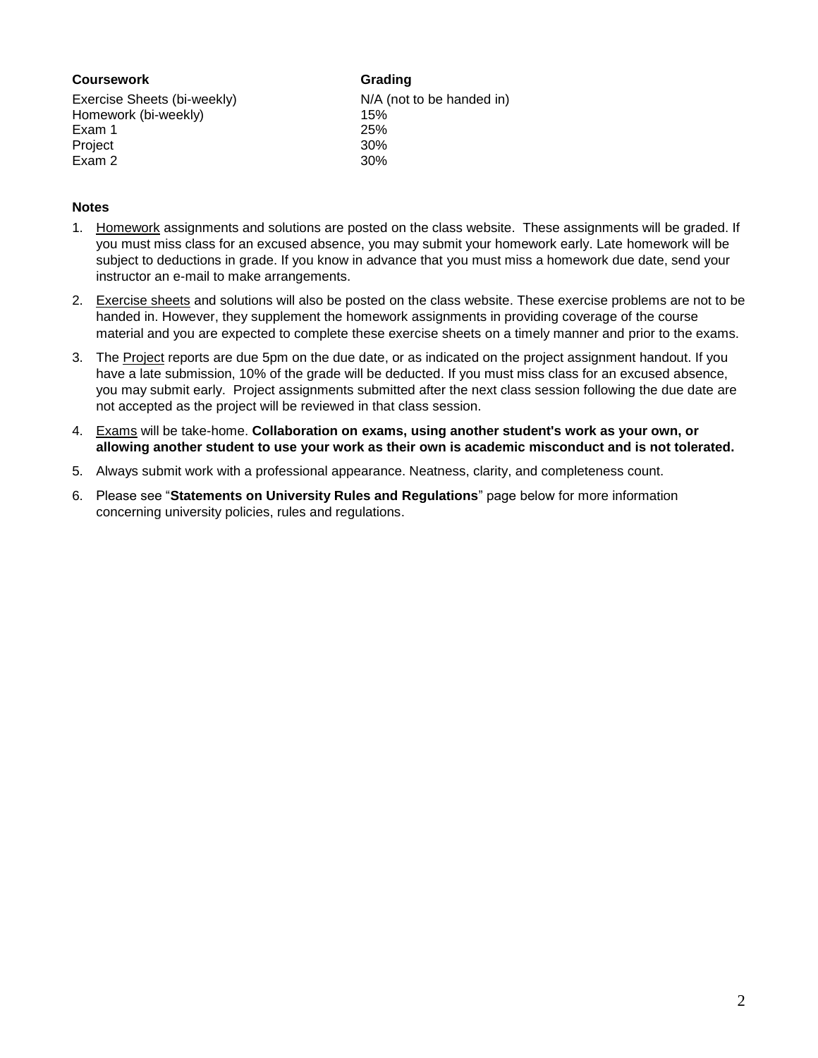| Coursework | Grading |
|---|---|
| Exercise Sheets (bi-weekly) | N/A (not to be handed in) |
| Homework (bi-weekly) | 15% |
| Exam 1 | 25% |
| Project | 30% |
| Exam 2 | 30% |

**Notes**

1. Homework assignments and solutions are posted on the class website. These assignments will be graded. If you must miss class for an excused absence, you may submit your homework early. Late homework will be subject to deductions in grade. If you know in advance that you must miss a homework due date, send your instructor an e-mail to make arrangements.
2. Exercise sheets and solutions will also be posted on the class website. These exercise problems are not to be handed in. However, they supplement the homework assignments in providing coverage of the course material and you are expected to complete these exercise sheets on a timely manner and prior to the exams.
3. The Project reports are due 5pm on the due date, or as indicated on the project assignment handout. If you have a late submission, 10% of the grade will be deducted. If you must miss class for an excused absence, you may submit early. Project assignments submitted after the next class session following the due date are not accepted as the project will be reviewed in that class session.
4. Exams will be take-home. **Collaboration on exams, using another student's work as your own, or allowing another student to use your work as their own is academic misconduct and is not tolerated.**
5. Always submit work with a professional appearance. Neatness, clarity, and completeness count.
6. Please see "**Statements on University Rules and Regulations**" page below for more information concerning university policies, rules and regulations.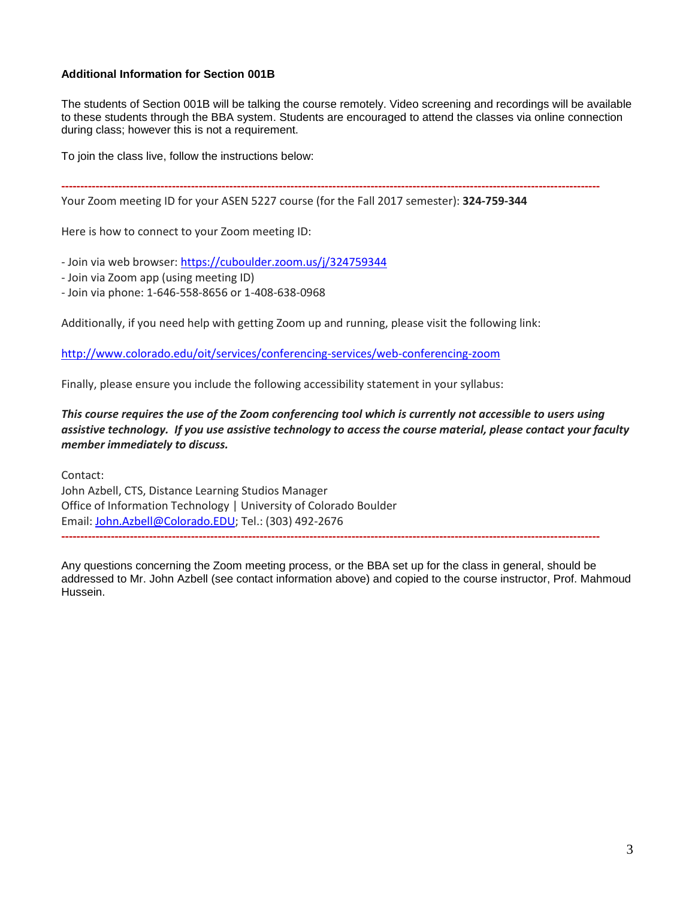**Additional Information for Section 001B**

The students of Section 001B will be talking the course remotely. Video screening and recordings will be available to these students through the BBA system. Students are encouraged to attend the classes via online connection during class; however this is not a requirement.

To join the class live, follow the instructions below:

---

Your Zoom meeting ID for your ASEN 5227 course (for the Fall 2017 semester): **324-759-344**

Here is how to connect to your Zoom meeting ID:

- Join via web browser: https://cuboulder.zoom.us/j/324759344
- Join via Zoom app (using meeting ID)
- Join via phone: 1-646-558-8656 or 1-408-638-0968

Additionally, if you need help with getting Zoom up and running, please visit the following link:

http://www.colorado.edu/oit/services/conferencing-services/web-conferencing-zoom

Finally, please ensure you include the following accessibility statement in your syllabus:

***This course requires the use of the Zoom conferencing tool which is currently not accessible to users using assistive technology. If you use assistive technology to access the course material, please contact your faculty member immediately to discuss.***

Contact:
John Azbell, CTS, Distance Learning Studios Manager
Office of Information Technology | University of Colorado Boulder
Email: John.Azbell@Colorado.EDU; Tel.: (303) 492-2676

---

Any questions concerning the Zoom meeting process, or the BBA set up for the class in general, should be addressed to Mr. John Azbell (see contact information above) and copied to the course instructor, Prof. Mahmoud Hussein.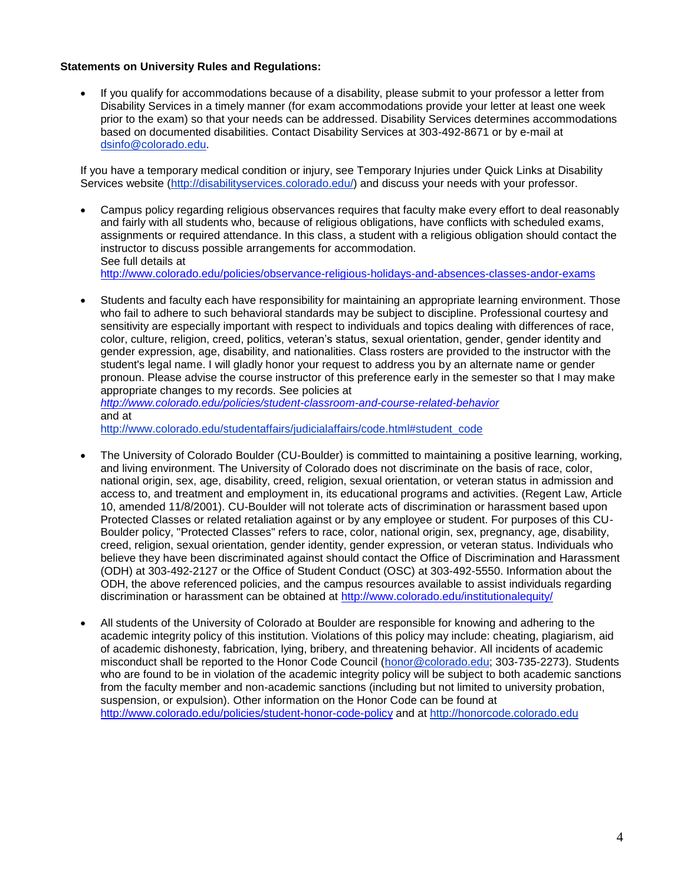**Statements on University Rules and Regulations:**

- If you qualify for accommodations because of a disability, please submit to your professor a letter from Disability Services in a timely manner (for exam accommodations provide your letter at least one week prior to the exam) so that your needs can be addressed. Disability Services determines accommodations based on documented disabilities. Contact Disability Services at 303-492-8671 or by e-mail at dsinfo@colorado.edu.

  If you have a temporary medical condition or injury, see Temporary Injuries under Quick Links at Disability Services website (http://disabilityservices.colorado.edu/) and discuss your needs with your professor.

- Campus policy regarding religious observances requires that faculty make every effort to deal reasonably and fairly with all students who, because of religious obligations, have conflicts with scheduled exams, assignments or required attendance. In this class, a student with a religious obligation should contact the instructor to discuss possible arrangements for accommodation.
  See full details at
  http://www.colorado.edu/policies/observance-religious-holidays-and-absences-classes-andor-exams

- Students and faculty each have responsibility for maintaining an appropriate learning environment. Those who fail to adhere to such behavioral standards may be subject to discipline. Professional courtesy and sensitivity are especially important with respect to individuals and topics dealing with differences of race, color, culture, religion, creed, politics, veteran's status, sexual orientation, gender, gender identity and gender expression, age, disability, and nationalities. Class rosters are provided to the instructor with the student's legal name. I will gladly honor your request to address you by an alternate name or gender pronoun. Please advise the course instructor of this preference early in the semester so that I may make appropriate changes to my records. See policies at
  *http://www.colorado.edu/policies/student-classroom-and-course-related-behavior*
  and at
  http://www.colorado.edu/studentaffairs/judicialaffairs/code.html#student_code

- The University of Colorado Boulder (CU-Boulder) is committed to maintaining a positive learning, working, and living environment. The University of Colorado does not discriminate on the basis of race, color, national origin, sex, age, disability, creed, religion, sexual orientation, or veteran status in admission and access to, and treatment and employment in, its educational programs and activities. (Regent Law, Article 10, amended 11/8/2001). CU-Boulder will not tolerate acts of discrimination or harassment based upon Protected Classes or related retaliation against or by any employee or student. For purposes of this CU-Boulder policy, "Protected Classes" refers to race, color, national origin, sex, pregnancy, age, disability, creed, religion, sexual orientation, gender identity, gender expression, or veteran status. Individuals who believe they have been discriminated against should contact the Office of Discrimination and Harassment (ODH) at 303-492-2127 or the Office of Student Conduct (OSC) at 303-492-5550. Information about the ODH, the above referenced policies, and the campus resources available to assist individuals regarding discrimination or harassment can be obtained at http://www.colorado.edu/institutionalequity/

- All students of the University of Colorado at Boulder are responsible for knowing and adhering to the academic integrity policy of this institution. Violations of this policy may include: cheating, plagiarism, aid of academic dishonesty, fabrication, lying, bribery, and threatening behavior. All incidents of academic misconduct shall be reported to the Honor Code Council (honor@colorado.edu; 303-735-2273). Students who are found to be in violation of the academic integrity policy will be subject to both academic sanctions from the faculty member and non-academic sanctions (including but not limited to university probation, suspension, or expulsion). Other information on the Honor Code can be found at http://www.colorado.edu/policies/student-honor-code-policy and at http://honorcode.colorado.edu